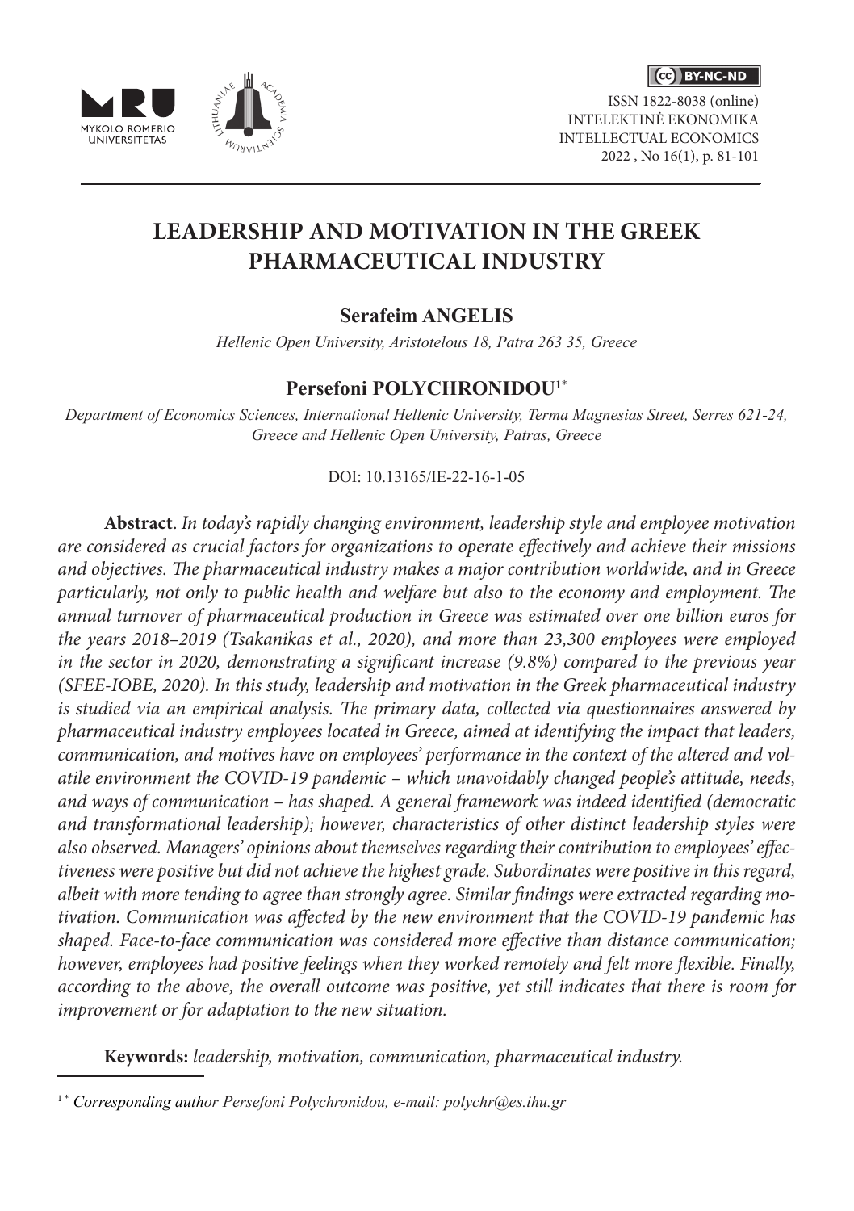# LEADERSHIP AND MOTIVATION IN THE GREEK PHARMACEUTICAL INDUSTRY

**Serafeim ANGELIS**

*Hellenic Open University, Aristotelous 18, Patra 263 35, Greece*

**Persefoni POLYCHRONIDOU**[1*]

*Department of Economics Sciences, International Hellenic University, Terma Magnesias Street, Serres 621-24, Greece and Hellenic Open University, Patras, Greece*

DOI: 10.13165/IE-22-16-1-05

**Abstract**. *In today's rapidly changing environment, leadership style and employee motivation are considered as crucial factors for organizations to operate effectively and achieve their missions and objectives. The pharmaceutical industry makes a major contribution worldwide, and in Greece particularly, not only to public health and welfare but also to the economy and employment. The annual turnover of pharmaceutical production in Greece was estimated over one billion euros for the years 2018–2019 (Tsakanikas et al., 2020), and more than 23,300 employees were employed in the sector in 2020, demonstrating a significant increase (9.8%) compared to the previous year (SFEE-IOBE, 2020). In this study, leadership and motivation in the Greek pharmaceutical industry is studied via an empirical analysis. The primary data, collected via questionnaires answered by pharmaceutical industry employees located in Greece, aimed at identifying the impact that leaders, communication, and motives have on employees' performance in the context of the altered and volatile environment the COVID-19 pandemic – which unavoidably changed people's attitude, needs, and ways of communication – has shaped. A general framework was indeed identified (democratic and transformational leadership); however, characteristics of other distinct leadership styles were also observed. Managers' opinions about themselves regarding their contribution to employees' effectiveness were positive but did not achieve the highest grade. Subordinates were positive in this regard, albeit with more tending to agree than strongly agree. Similar findings were extracted regarding motivation. Communication was affected by the new environment that the COVID-19 pandemic has shaped. Face-to-face communication was considered more effective than distance communication; however, employees had positive feelings when they worked remotely and felt more flexible. Finally, according to the above, the overall outcome was positive, yet still indicates that there is room for improvement or for adaptation to the new situation.*

**Keywords:** *leadership, motivation, communication, pharmaceutical industry.*

---

[1*] *Corresponding author Persefoni Polychronidou, e-mail: polychr@es.ihu.gr*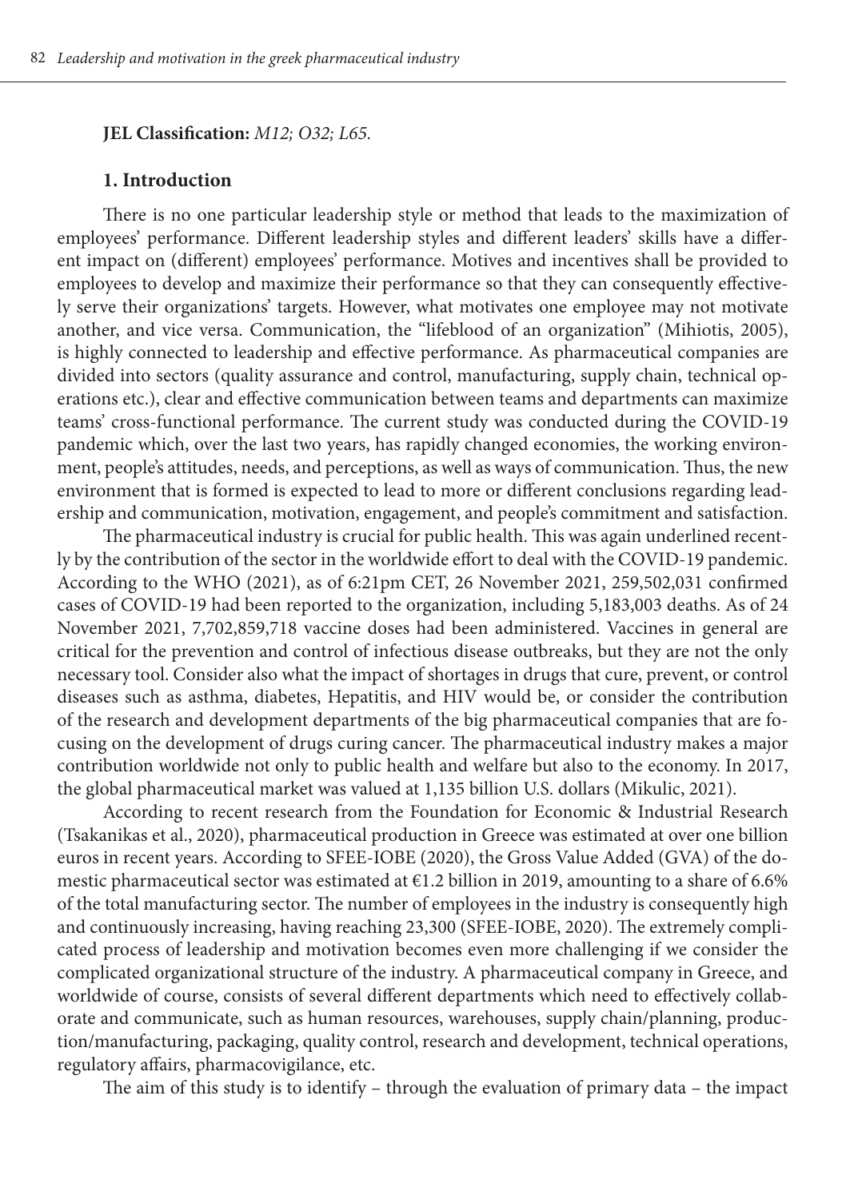**JEL Classification:** *M12; O32; L65.*

## 1. Introduction

There is no one particular leadership style or method that leads to the maximization of employees' performance. Different leadership styles and different leaders' skills have a different impact on (different) employees' performance. Motives and incentives shall be provided to employees to develop and maximize their performance so that they can consequently effectively serve their organizations' targets. However, what motivates one employee may not motivate another, and vice versa. Communication, the "lifeblood of an organization" (Mihiotis, 2005), is highly connected to leadership and effective performance. As pharmaceutical companies are divided into sectors (quality assurance and control, manufacturing, supply chain, technical operations etc.), clear and effective communication between teams and departments can maximize teams' cross-functional performance. The current study was conducted during the COVID-19 pandemic which, over the last two years, has rapidly changed economies, the working environment, people's attitudes, needs, and perceptions, as well as ways of communication. Thus, the new environment that is formed is expected to lead to more or different conclusions regarding leadership and communication, motivation, engagement, and people's commitment and satisfaction.

The pharmaceutical industry is crucial for public health. This was again underlined recently by the contribution of the sector in the worldwide effort to deal with the COVID-19 pandemic. According to the WHO (2021), as of 6:21pm CET, 26 November 2021, 259,502,031 confirmed cases of COVID-19 had been reported to the organization, including 5,183,003 deaths. As of 24 November 2021, 7,702,859,718 vaccine doses had been administered. Vaccines in general are critical for the prevention and control of infectious disease outbreaks, but they are not the only necessary tool. Consider also what the impact of shortages in drugs that cure, prevent, or control diseases such as asthma, diabetes, Hepatitis, and HIV would be, or consider the contribution of the research and development departments of the big pharmaceutical companies that are focusing on the development of drugs curing cancer. The pharmaceutical industry makes a major contribution worldwide not only to public health and welfare but also to the economy. In 2017, the global pharmaceutical market was valued at 1,135 billion U.S. dollars (Mikulic, 2021).

According to recent research from the Foundation for Economic & Industrial Research (Tsakanikas et al., 2020), pharmaceutical production in Greece was estimated at over one billion euros in recent years. According to SFEE-IOBE (2020), the Gross Value Added (GVA) of the domestic pharmaceutical sector was estimated at €1.2 billion in 2019, amounting to a share of 6.6% of the total manufacturing sector. The number of employees in the industry is consequently high and continuously increasing, having reaching 23,300 (SFEE-IOBE, 2020). The extremely complicated process of leadership and motivation becomes even more challenging if we consider the complicated organizational structure of the industry. A pharmaceutical company in Greece, and worldwide of course, consists of several different departments which need to effectively collaborate and communicate, such as human resources, warehouses, supply chain/planning, production/manufacturing, packaging, quality control, research and development, technical operations, regulatory affairs, pharmacovigilance, etc.

The aim of this study is to identify – through the evaluation of primary data – the impact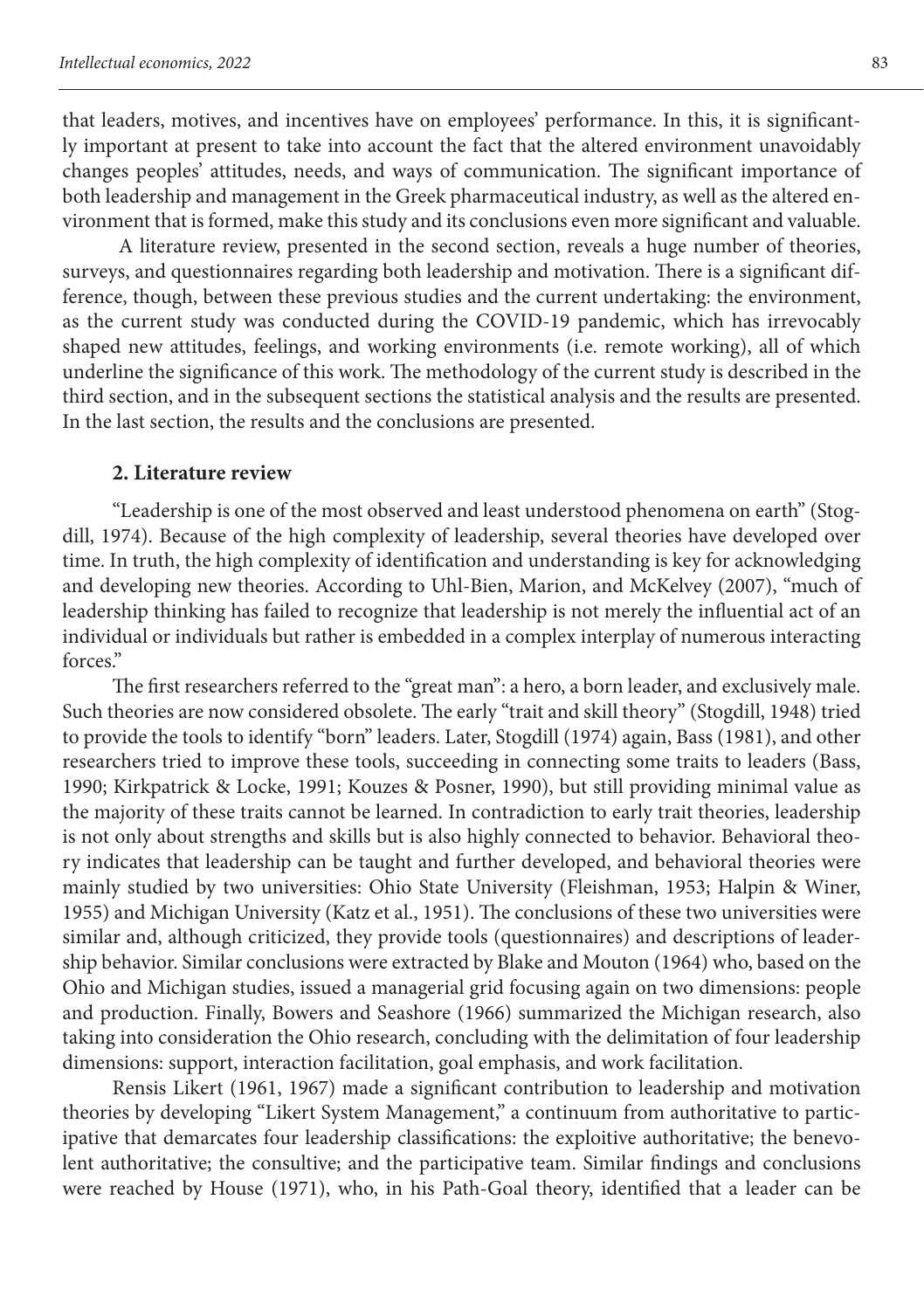that leaders, motives, and incentives have on employees' performance. In this, it is significantly important at present to take into account the fact that the altered environment unavoidably changes peoples' attitudes, needs, and ways of communication. The significant importance of both leadership and management in the Greek pharmaceutical industry, as well as the altered environment that is formed, make this study and its conclusions even more significant and valuable.

A literature review, presented in the second section, reveals a huge number of theories, surveys, and questionnaires regarding both leadership and motivation. There is a significant difference, though, between these previous studies and the current undertaking: the environment, as the current study was conducted during the COVID-19 pandemic, which has irrevocably shaped new attitudes, feelings, and working environments (i.e. remote working), all of which underline the significance of this work. The methodology of the current study is described in the third section, and in the subsequent sections the statistical analysis and the results are presented. In the last section, the results and the conclusions are presented.

## 2. Literature review

"Leadership is one of the most observed and least understood phenomena on earth" (Stogdill, 1974). Because of the high complexity of leadership, several theories have developed over time. In truth, the high complexity of identification and understanding is key for acknowledging and developing new theories. According to Uhl-Bien, Marion, and McKelvey (2007), "much of leadership thinking has failed to recognize that leadership is not merely the influential act of an individual or individuals but rather is embedded in a complex interplay of numerous interacting forces."

The first researchers referred to the "great man": a hero, a born leader, and exclusively male. Such theories are now considered obsolete. The early "trait and skill theory" (Stogdill, 1948) tried to provide the tools to identify "born" leaders. Later, Stogdill (1974) again, Bass (1981), and other researchers tried to improve these tools, succeeding in connecting some traits to leaders (Bass, 1990; Kirkpatrick & Locke, 1991; Kouzes & Posner, 1990), but still providing minimal value as the majority of these traits cannot be learned. In contradiction to early trait theories, leadership is not only about strengths and skills but is also highly connected to behavior. Behavioral theory indicates that leadership can be taught and further developed, and behavioral theories were mainly studied by two universities: Ohio State University (Fleishman, 1953; Halpin & Winer, 1955) and Michigan University (Katz et al., 1951). The conclusions of these two universities were similar and, although criticized, they provide tools (questionnaires) and descriptions of leadership behavior. Similar conclusions were extracted by Blake and Mouton (1964) who, based on the Ohio and Michigan studies, issued a managerial grid focusing again on two dimensions: people and production. Finally, Bowers and Seashore (1966) summarized the Michigan research, also taking into consideration the Ohio research, concluding with the delimitation of four leadership dimensions: support, interaction facilitation, goal emphasis, and work facilitation.

Rensis Likert (1961, 1967) made a significant contribution to leadership and motivation theories by developing "Likert System Management," a continuum from authoritative to participative that demarcates four leadership classifications: the exploitive authoritative; the benevolent authoritative; the consultive; and the participative team. Similar findings and conclusions were reached by House (1971), who, in his Path-Goal theory, identified that a leader can be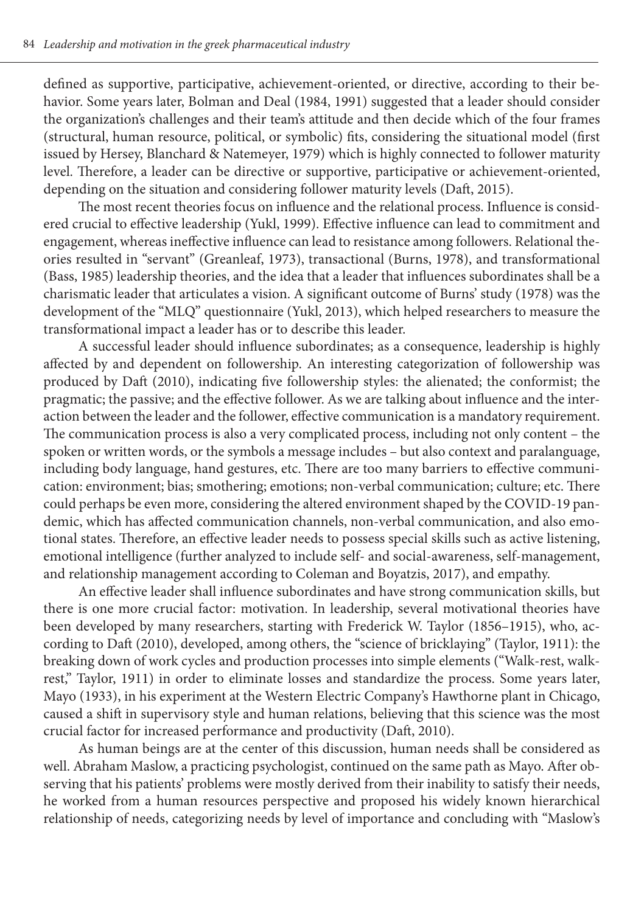defined as supportive, participative, achievement-oriented, or directive, according to their behavior. Some years later, Bolman and Deal (1984, 1991) suggested that a leader should consider the organization's challenges and their team's attitude and then decide which of the four frames (structural, human resource, political, or symbolic) fits, considering the situational model (first issued by Hersey, Blanchard & Natemeyer, 1979) which is highly connected to follower maturity level. Therefore, a leader can be directive or supportive, participative or achievement-oriented, depending on the situation and considering follower maturity levels (Daft, 2015).

The most recent theories focus on influence and the relational process. Influence is considered crucial to effective leadership (Yukl, 1999). Effective influence can lead to commitment and engagement, whereas ineffective influence can lead to resistance among followers. Relational theories resulted in "servant" (Greanleaf, 1973), transactional (Burns, 1978), and transformational (Bass, 1985) leadership theories, and the idea that a leader that influences subordinates shall be a charismatic leader that articulates a vision. A significant outcome of Burns' study (1978) was the development of the "MLQ" questionnaire (Yukl, 2013), which helped researchers to measure the transformational impact a leader has or to describe this leader.

A successful leader should influence subordinates; as a consequence, leadership is highly affected by and dependent on followership. An interesting categorization of followership was produced by Daft (2010), indicating five followership styles: the alienated; the conformist; the pragmatic; the passive; and the effective follower. As we are talking about influence and the interaction between the leader and the follower, effective communication is a mandatory requirement. The communication process is also a very complicated process, including not only content – the spoken or written words, or the symbols a message includes – but also context and paralanguage, including body language, hand gestures, etc. There are too many barriers to effective communication: environment; bias; smothering; emotions; non-verbal communication; culture; etc. There could perhaps be even more, considering the altered environment shaped by the COVID-19 pandemic, which has affected communication channels, non-verbal communication, and also emotional states. Therefore, an effective leader needs to possess special skills such as active listening, emotional intelligence (further analyzed to include self- and social-awareness, self-management, and relationship management according to Coleman and Boyatzis, 2017), and empathy.

An effective leader shall influence subordinates and have strong communication skills, but there is one more crucial factor: motivation. In leadership, several motivational theories have been developed by many researchers, starting with Frederick W. Taylor (1856–1915), who, according to Daft (2010), developed, among others, the "science of bricklaying" (Taylor, 1911): the breaking down of work cycles and production processes into simple elements ("Walk-rest, walk-rest," Taylor, 1911) in order to eliminate losses and standardize the process. Some years later, Mayo (1933), in his experiment at the Western Electric Company's Hawthorne plant in Chicago, caused a shift in supervisory style and human relations, believing that this science was the most crucial factor for increased performance and productivity (Daft, 2010).

As human beings are at the center of this discussion, human needs shall be considered as well. Abraham Maslow, a practicing psychologist, continued on the same path as Mayo. After observing that his patients' problems were mostly derived from their inability to satisfy their needs, he worked from a human resources perspective and proposed his widely known hierarchical relationship of needs, categorizing needs by level of importance and concluding with "Maslow's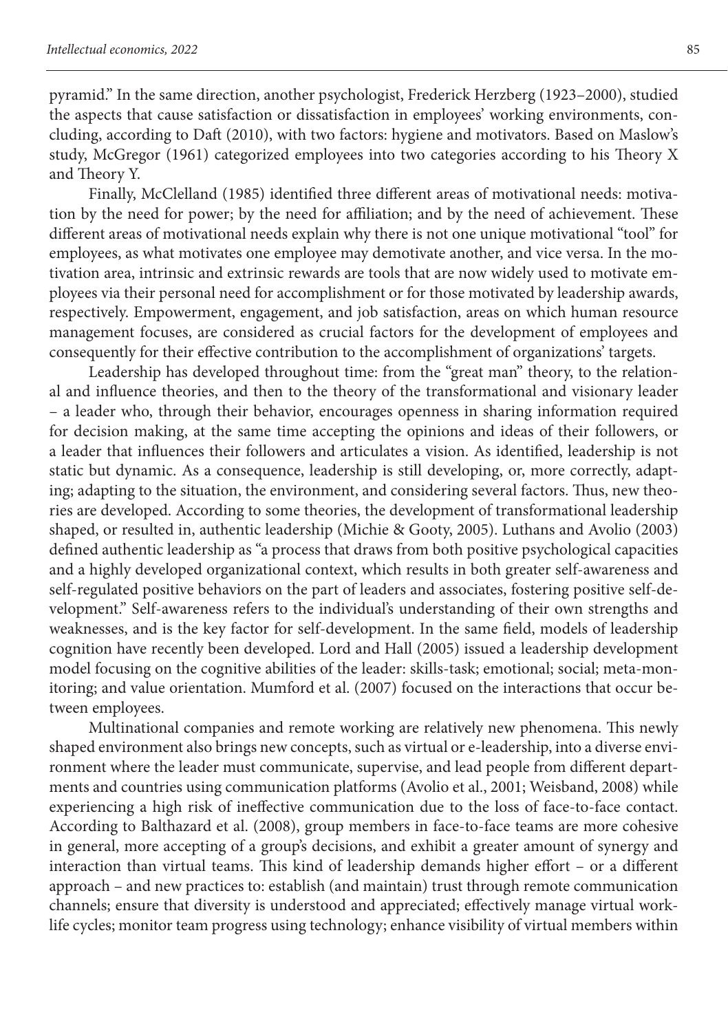pyramid." In the same direction, another psychologist, Frederick Herzberg (1923–2000), studied the aspects that cause satisfaction or dissatisfaction in employees' working environments, concluding, according to Daft (2010), with two factors: hygiene and motivators. Based on Maslow's study, McGregor (1961) categorized employees into two categories according to his Theory X and Theory Y.

Finally, McClelland (1985) identified three different areas of motivational needs: motivation by the need for power; by the need for affiliation; and by the need of achievement. These different areas of motivational needs explain why there is not one unique motivational "tool" for employees, as what motivates one employee may demotivate another, and vice versa. In the motivation area, intrinsic and extrinsic rewards are tools that are now widely used to motivate employees via their personal need for accomplishment or for those motivated by leadership awards, respectively. Empowerment, engagement, and job satisfaction, areas on which human resource management focuses, are considered as crucial factors for the development of employees and consequently for their effective contribution to the accomplishment of organizations' targets.

Leadership has developed throughout time: from the "great man" theory, to the relational and influence theories, and then to the theory of the transformational and visionary leader – a leader who, through their behavior, encourages openness in sharing information required for decision making, at the same time accepting the opinions and ideas of their followers, or a leader that influences their followers and articulates a vision. As identified, leadership is not static but dynamic. As a consequence, leadership is still developing, or, more correctly, adapting; adapting to the situation, the environment, and considering several factors. Thus, new theories are developed. According to some theories, the development of transformational leadership shaped, or resulted in, authentic leadership (Michie & Gooty, 2005). Luthans and Avolio (2003) defined authentic leadership as "a process that draws from both positive psychological capacities and a highly developed organizational context, which results in both greater self-awareness and self-regulated positive behaviors on the part of leaders and associates, fostering positive self-development." Self-awareness refers to the individual's understanding of their own strengths and weaknesses, and is the key factor for self-development. In the same field, models of leadership cognition have recently been developed. Lord and Hall (2005) issued a leadership development model focusing on the cognitive abilities of the leader: skills-task; emotional; social; meta-monitoring; and value orientation. Mumford et al. (2007) focused on the interactions that occur between employees.

Multinational companies and remote working are relatively new phenomena. This newly shaped environment also brings new concepts, such as virtual or e-leadership, into a diverse environment where the leader must communicate, supervise, and lead people from different departments and countries using communication platforms (Avolio et al., 2001; Weisband, 2008) while experiencing a high risk of ineffective communication due to the loss of face-to-face contact. According to Balthazard et al. (2008), group members in face-to-face teams are more cohesive in general, more accepting of a group's decisions, and exhibit a greater amount of synergy and interaction than virtual teams. This kind of leadership demands higher effort – or a different approach – and new practices to: establish (and maintain) trust through remote communication channels; ensure that diversity is understood and appreciated; effectively manage virtual work-life cycles; monitor team progress using technology; enhance visibility of virtual members within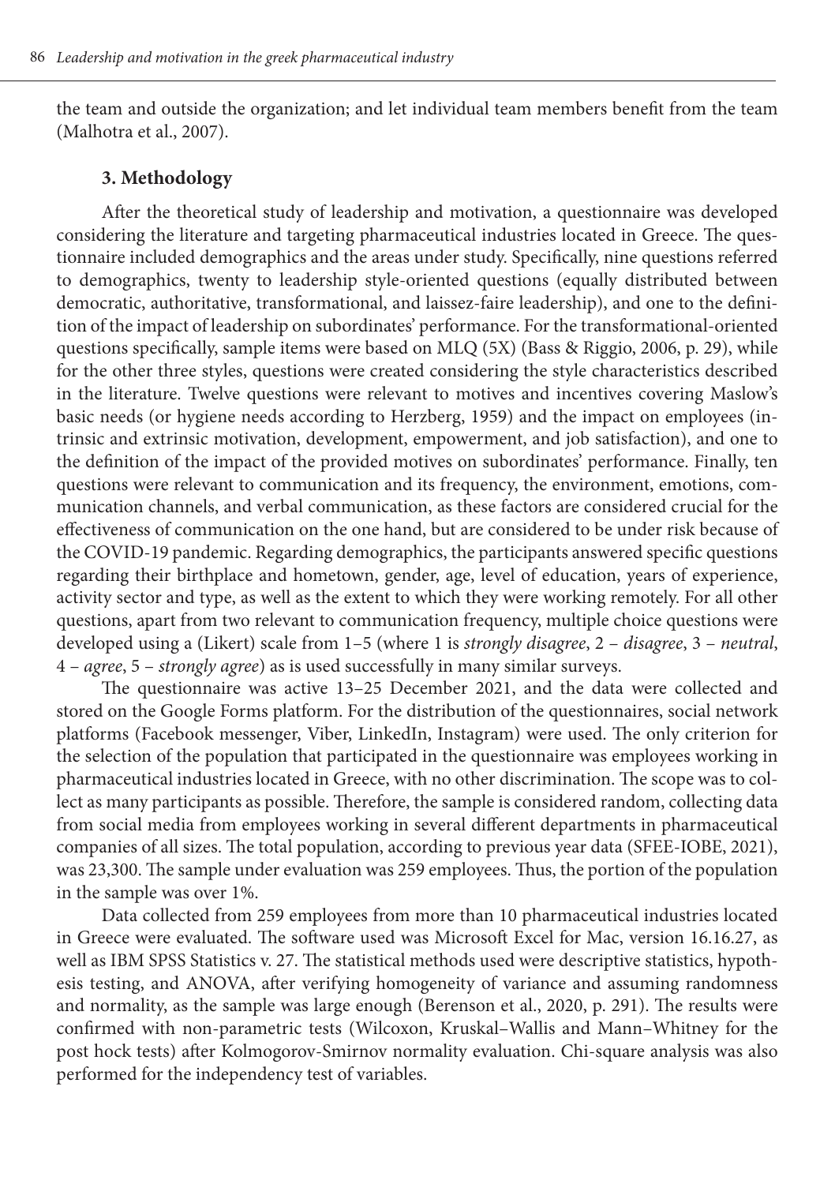the team and outside the organization; and let individual team members benefit from the team (Malhotra et al., 2007).

## 3. Methodology

After the theoretical study of leadership and motivation, a questionnaire was developed considering the literature and targeting pharmaceutical industries located in Greece. The questionnaire included demographics and the areas under study. Specifically, nine questions referred to demographics, twenty to leadership style-oriented questions (equally distributed between democratic, authoritative, transformational, and laissez-faire leadership), and one to the definition of the impact of leadership on subordinates' performance. For the transformational-oriented questions specifically, sample items were based on MLQ (5X) (Bass & Riggio, 2006, p. 29), while for the other three styles, questions were created considering the style characteristics described in the literature. Twelve questions were relevant to motives and incentives covering Maslow's basic needs (or hygiene needs according to Herzberg, 1959) and the impact on employees (intrinsic and extrinsic motivation, development, empowerment, and job satisfaction), and one to the definition of the impact of the provided motives on subordinates' performance. Finally, ten questions were relevant to communication and its frequency, the environment, emotions, communication channels, and verbal communication, as these factors are considered crucial for the effectiveness of communication on the one hand, but are considered to be under risk because of the COVID-19 pandemic. Regarding demographics, the participants answered specific questions regarding their birthplace and hometown, gender, age, level of education, years of experience, activity sector and type, as well as the extent to which they were working remotely. For all other questions, apart from two relevant to communication frequency, multiple choice questions were developed using a (Likert) scale from 1–5 (where 1 is *strongly disagree*, 2 – *disagree*, 3 – *neutral*, 4 – *agree*, 5 – *strongly agree*) as is used successfully in many similar surveys.

The questionnaire was active 13–25 December 2021, and the data were collected and stored on the Google Forms platform. For the distribution of the questionnaires, social network platforms (Facebook messenger, Viber, LinkedIn, Instagram) were used. The only criterion for the selection of the population that participated in the questionnaire was employees working in pharmaceutical industries located in Greece, with no other discrimination. The scope was to collect as many participants as possible. Therefore, the sample is considered random, collecting data from social media from employees working in several different departments in pharmaceutical companies of all sizes. The total population, according to previous year data (SFEE-IOBE, 2021), was 23,300. The sample under evaluation was 259 employees. Thus, the portion of the population in the sample was over 1%.

Data collected from 259 employees from more than 10 pharmaceutical industries located in Greece were evaluated. The software used was Microsoft Excel for Mac, version 16.16.27, as well as IBM SPSS Statistics v. 27. The statistical methods used were descriptive statistics, hypothesis testing, and ANOVA, after verifying homogeneity of variance and assuming randomness and normality, as the sample was large enough (Berenson et al., 2020, p. 291). The results were confirmed with non-parametric tests (Wilcoxon, Kruskal–Wallis and Mann–Whitney for the post hock tests) after Kolmogorov-Smirnov normality evaluation. Chi-square analysis was also performed for the independency test of variables.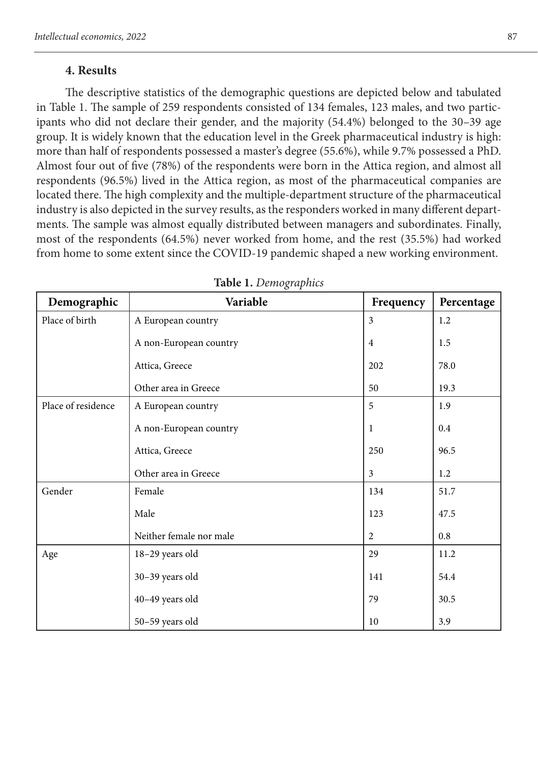## 4. Results

The descriptive statistics of the demographic questions are depicted below and tabulated in Table 1. The sample of 259 respondents consisted of 134 females, 123 males, and two participants who did not declare their gender, and the majority (54.4%) belonged to the 30–39 age group. It is widely known that the education level in the Greek pharmaceutical industry is high: more than half of respondents possessed a master's degree (55.6%), while 9.7% possessed a PhD. Almost four out of five (78%) of the respondents were born in the Attica region, and almost all respondents (96.5%) lived in the Attica region, as most of the pharmaceutical companies are located there. The high complexity and the multiple-department structure of the pharmaceutical industry is also depicted in the survey results, as the responders worked in many different departments. The sample was almost equally distributed between managers and subordinates. Finally, most of the respondents (64.5%) never worked from home, and the rest (35.5%) had worked from home to some extent since the COVID-19 pandemic shaped a new working environment.

**Table 1.** *Demographics*

| Demographic | Variable | Frequency | Percentage |
|---|---|---|---|
| Place of birth | A European country | 3 | 1.2 |
| | A non-European country | 4 | 1.5 |
| | Attica, Greece | 202 | 78.0 |
| | Other area in Greece | 50 | 19.3 |
| Place of residence | A European country | 5 | 1.9 |
| | A non-European country | 1 | 0.4 |
| | Attica, Greece | 250 | 96.5 |
| | Other area in Greece | 3 | 1.2 |
| Gender | Female | 134 | 51.7 |
| | Male | 123 | 47.5 |
| | Neither female nor male | 2 | 0.8 |
| Age | 18–29 years old | 29 | 11.2 |
| | 30–39 years old | 141 | 54.4 |
| | 40–49 years old | 79 | 30.5 |
| | 50–59 years old | 10 | 3.9 |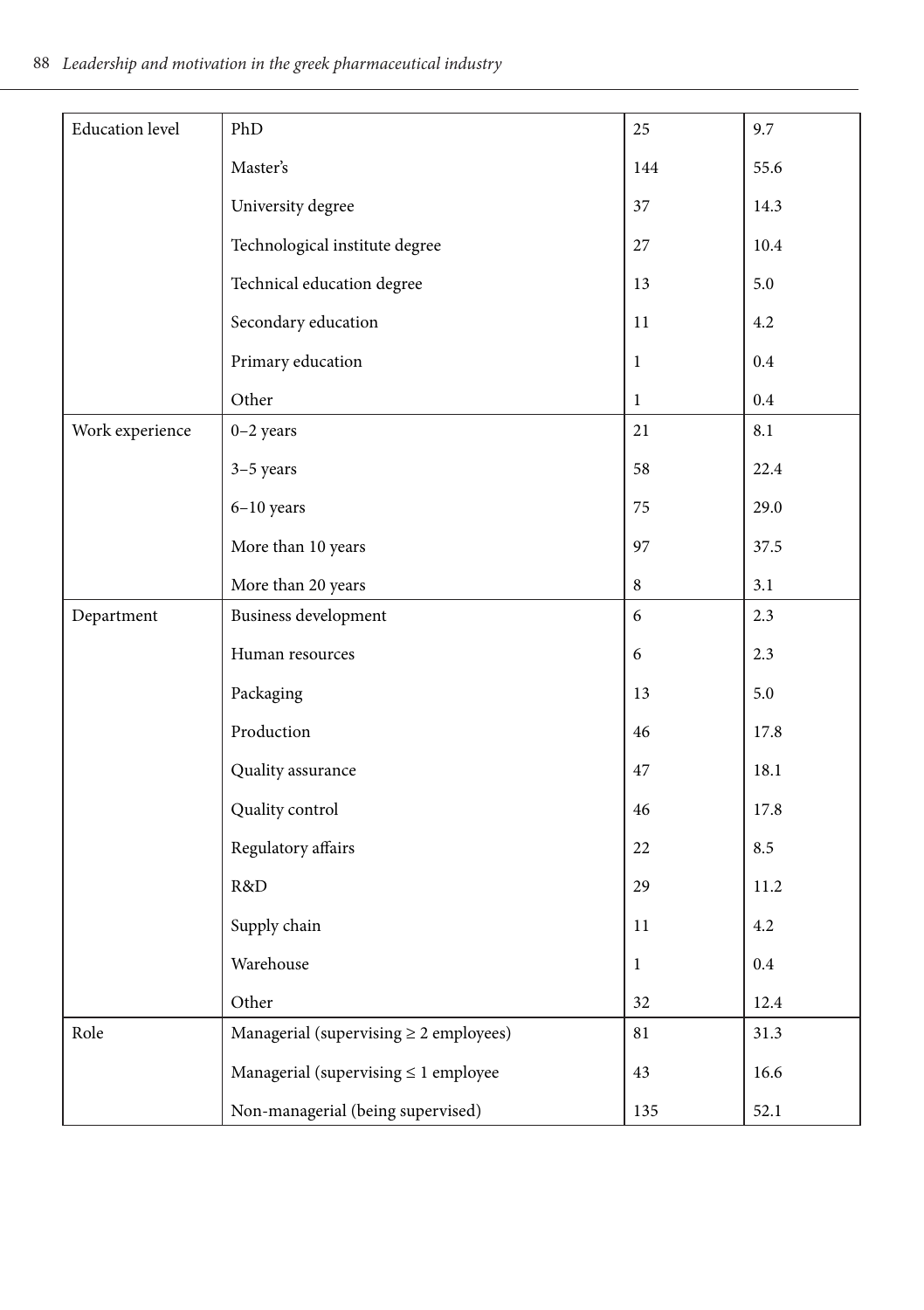| | | | |
|---|---|---|---|
| Education level | PhD | 25 | 9.7 |
| | Master's | 144 | 55.6 |
| | University degree | 37 | 14.3 |
| | Technological institute degree | 27 | 10.4 |
| | Technical education degree | 13 | 5.0 |
| | Secondary education | 11 | 4.2 |
| | Primary education | 1 | 0.4 |
| | Other | 1 | 0.4 |
| Work experience | 0–2 years | 21 | 8.1 |
| | 3–5 years | 58 | 22.4 |
| | 6–10 years | 75 | 29.0 |
| | More than 10 years | 97 | 37.5 |
| | More than 20 years | 8 | 3.1 |
| Department | Business development | 6 | 2.3 |
| | Human resources | 6 | 2.3 |
| | Packaging | 13 | 5.0 |
| | Production | 46 | 17.8 |
| | Quality assurance | 47 | 18.1 |
| | Quality control | 46 | 17.8 |
| | Regulatory affairs | 22 | 8.5 |
| | R&D | 29 | 11.2 |
| | Supply chain | 11 | 4.2 |
| | Warehouse | 1 | 0.4 |
| | Other | 32 | 12.4 |
| Role | Managerial (supervising ≥ 2 employees) | 81 | 31.3 |
| | Managerial (supervising ≤ 1 employee | 43 | 16.6 |
| | Non-managerial (being supervised) | 135 | 52.1 |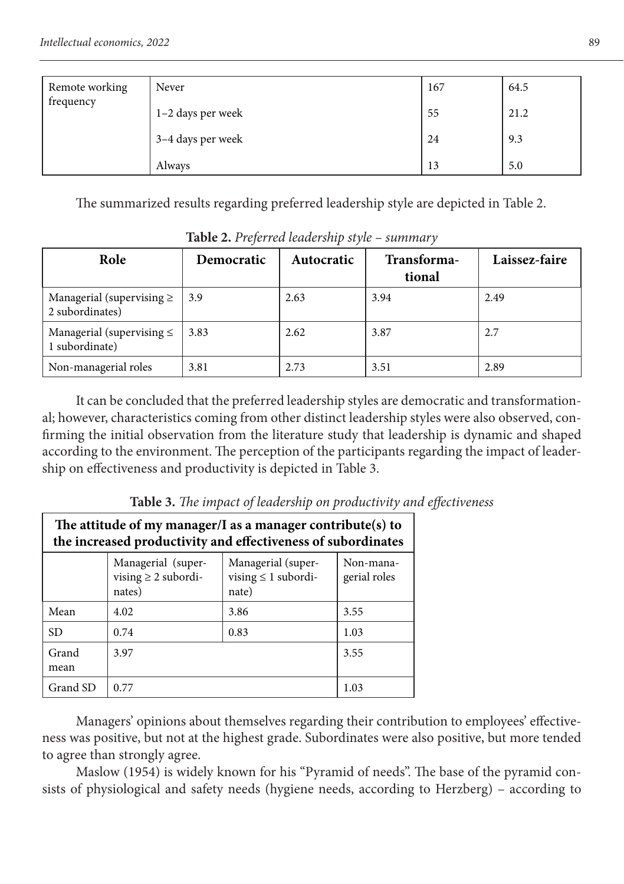| Remote working frequency | Never | 167 | 64.5 |
|---|---|---|---|
| | 1–2 days per week | 55 | 21.2 |
| | 3–4 days per week | 24 | 9.3 |
| | Always | 13 | 5.0 |

The summarized results regarding preferred leadership style are depicted in Table 2.

**Table 2.** *Preferred leadership style – summary*

| Role | Democratic | Autocratic | Transformational | Laissez-faire |
|---|---|---|---|---|
| Managerial (supervising ≥ 2 subordinates) | 3.9 | 2.63 | 3.94 | 2.49 |
| Managerial (supervising ≤ 1 subordinate) | 3.83 | 2.62 | 3.87 | 2.7 |
| Non-managerial roles | 3.81 | 2.73 | 3.51 | 2.89 |

It can be concluded that the preferred leadership styles are democratic and transformational; however, characteristics coming from other distinct leadership styles were also observed, confirming the initial observation from the literature study that leadership is dynamic and shaped according to the environment. The perception of the participants regarding the impact of leadership on effectiveness and productivity is depicted in Table 3.

**Table 3.** *The impact of leadership on productivity and effectiveness*

| The attitude of my manager/I as a manager contribute(s) to the increased productivity and effectiveness of subordinates | | | |
|---|---|---|---|
| | Managerial (supervising ≥ 2 subordinates) | Managerial (supervising ≤ 1 subordinate) | Non-managerial roles |
| Mean | 4.02 | 3.86 | 3.55 |
| SD | 0.74 | 0.83 | 1.03 |
| Grand mean | 3.97 | | 3.55 |
| Grand SD | 0.77 | | 1.03 |

Managers' opinions about themselves regarding their contribution to employees' effectiveness was positive, but not at the highest grade. Subordinates were also positive, but more tended to agree than strongly agree.

Maslow (1954) is widely known for his "Pyramid of needs". The base of the pyramid consists of physiological and safety needs (hygiene needs, according to Herzberg) – according to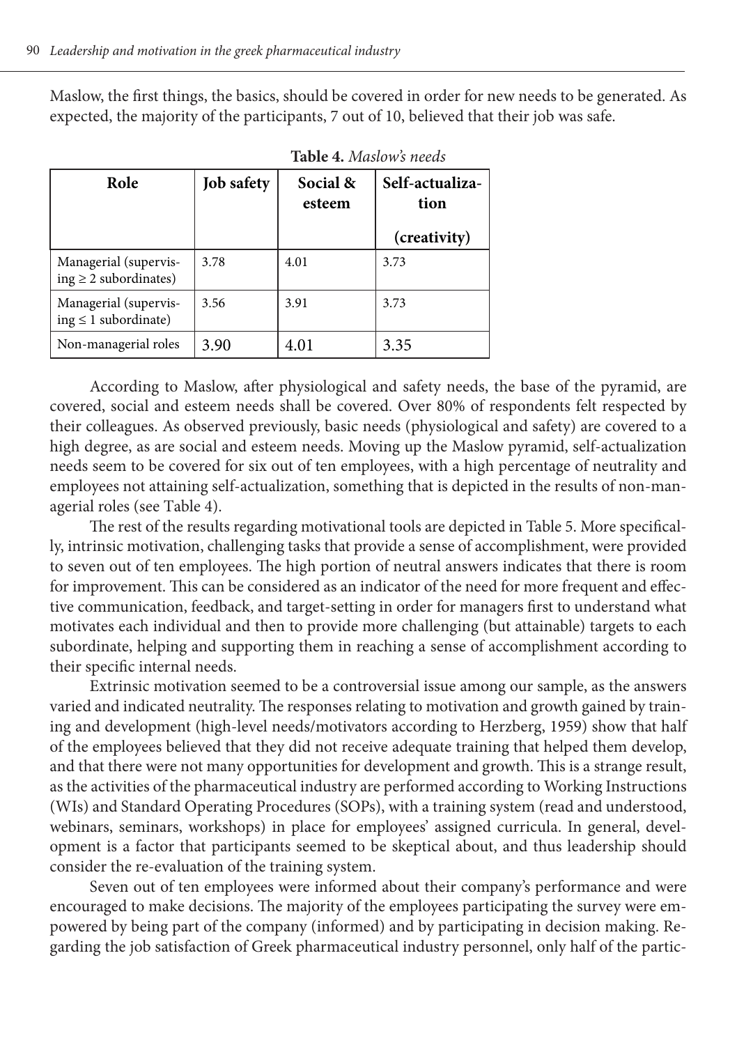Maslow, the first things, the basics, should be covered in order for new needs to be generated. As expected, the majority of the participants, 7 out of 10, believed that their job was safe.

**Table 4.** *Maslow's needs*

| Role | Job safety | Social & esteem | Self-actualization (creativity) |
|---|---|---|---|
| Managerial (supervising ≥ 2 subordinates) | 3.78 | 4.01 | 3.73 |
| Managerial (supervising ≤ 1 subordinate) | 3.56 | 3.91 | 3.73 |
| Non-managerial roles | 3.90 | 4.01 | 3.35 |

According to Maslow, after physiological and safety needs, the base of the pyramid, are covered, social and esteem needs shall be covered. Over 80% of respondents felt respected by their colleagues. As observed previously, basic needs (physiological and safety) are covered to a high degree, as are social and esteem needs. Moving up the Maslow pyramid, self-actualization needs seem to be covered for six out of ten employees, with a high percentage of neutrality and employees not attaining self-actualization, something that is depicted in the results of non-managerial roles (see Table 4).

The rest of the results regarding motivational tools are depicted in Table 5. More specifically, intrinsic motivation, challenging tasks that provide a sense of accomplishment, were provided to seven out of ten employees. The high portion of neutral answers indicates that there is room for improvement. This can be considered as an indicator of the need for more frequent and effective communication, feedback, and target-setting in order for managers first to understand what motivates each individual and then to provide more challenging (but attainable) targets to each subordinate, helping and supporting them in reaching a sense of accomplishment according to their specific internal needs.

Extrinsic motivation seemed to be a controversial issue among our sample, as the answers varied and indicated neutrality. The responses relating to motivation and growth gained by training and development (high-level needs/motivators according to Herzberg, 1959) show that half of the employees believed that they did not receive adequate training that helped them develop, and that there were not many opportunities for development and growth. This is a strange result, as the activities of the pharmaceutical industry are performed according to Working Instructions (WIs) and Standard Operating Procedures (SOPs), with a training system (read and understood, webinars, seminars, workshops) in place for employees' assigned curricula. In general, development is a factor that participants seemed to be skeptical about, and thus leadership should consider the re-evaluation of the training system.

Seven out of ten employees were informed about their company's performance and were encouraged to make decisions. The majority of the employees participating the survey were empowered by being part of the company (informed) and by participating in decision making. Regarding the job satisfaction of Greek pharmaceutical industry personnel, only half of the partic-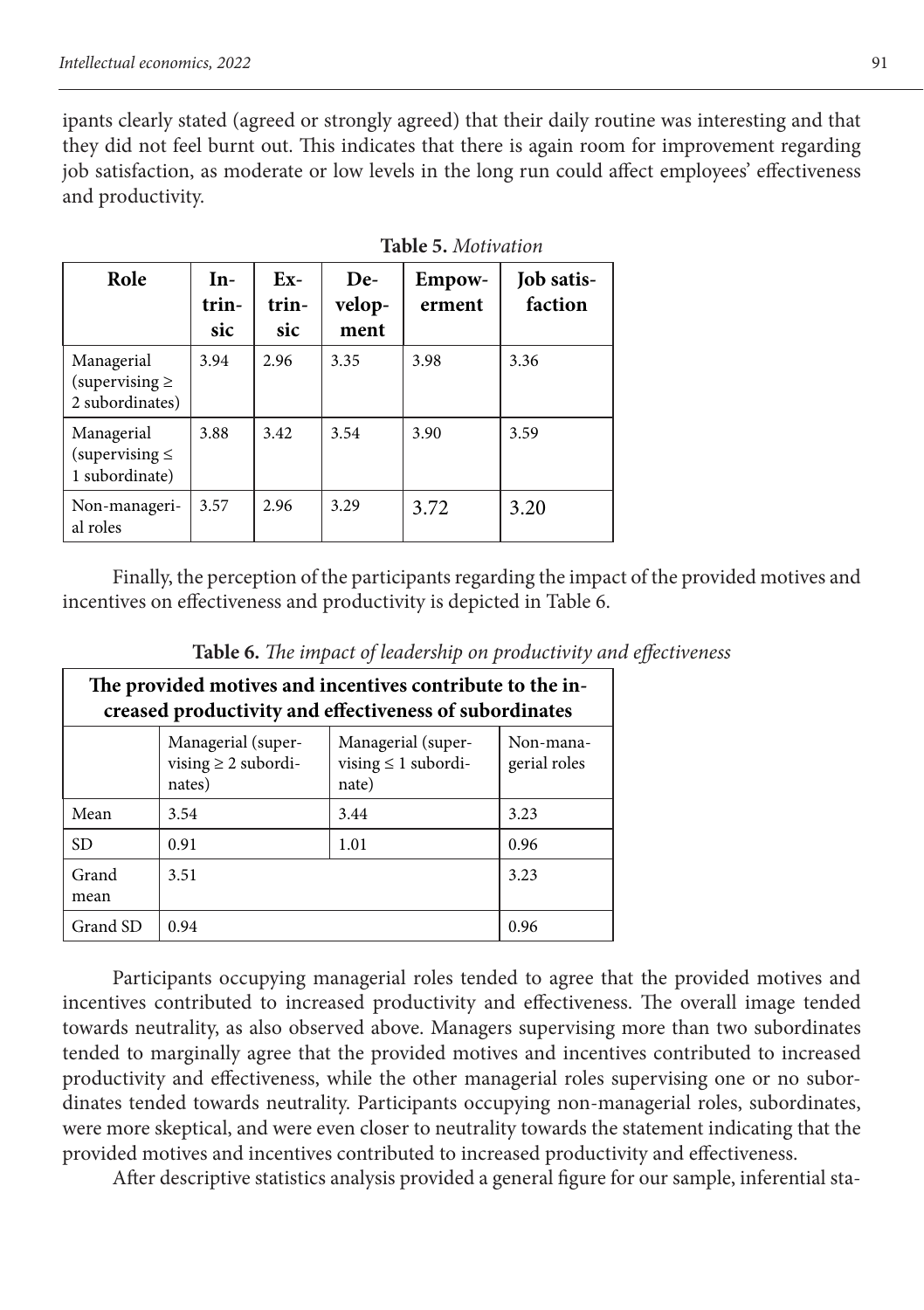ipants clearly stated (agreed or strongly agreed) that their daily routine was interesting and that they did not feel burnt out. This indicates that there is again room for improvement regarding job satisfaction, as moderate or low levels in the long run could affect employees' effectiveness and productivity.

**Table 5.** *Motivation*

| Role | Intrinsic | Extrinsic | Development | Empowerment | Job satisfaction |
|---|---|---|---|---|---|
| Managerial (supervising ≥ 2 subordinates) | 3.94 | 2.96 | 3.35 | 3.98 | 3.36 |
| Managerial (supervising ≤ 1 subordinate) | 3.88 | 3.42 | 3.54 | 3.90 | 3.59 |
| Non-managerial roles | 3.57 | 2.96 | 3.29 | 3.72 | 3.20 |

Finally, the perception of the participants regarding the impact of the provided motives and incentives on effectiveness and productivity is depicted in Table 6.

**Table 6.** *The impact of leadership on productivity and effectiveness*

| The provided motives and incentives contribute to the increased productivity and effectiveness of subordinates | | | |
|---|---|---|---|
| | Managerial (supervising ≥ 2 subordinates) | Managerial (supervising ≤ 1 subordinate) | Non-managerial roles |
| Mean | 3.54 | 3.44 | 3.23 |
| SD | 0.91 | 1.01 | 0.96 |
| Grand mean | 3.51 | | 3.23 |
| Grand SD | 0.94 | | 0.96 |

Participants occupying managerial roles tended to agree that the provided motives and incentives contributed to increased productivity and effectiveness. The overall image tended towards neutrality, as also observed above. Managers supervising more than two subordinates tended to marginally agree that the provided motives and incentives contributed to increased productivity and effectiveness, while the other managerial roles supervising one or no subordinates tended towards neutrality. Participants occupying non-managerial roles, subordinates, were more skeptical, and were even closer to neutrality towards the statement indicating that the provided motives and incentives contributed to increased productivity and effectiveness.

After descriptive statistics analysis provided a general figure for our sample, inferential sta-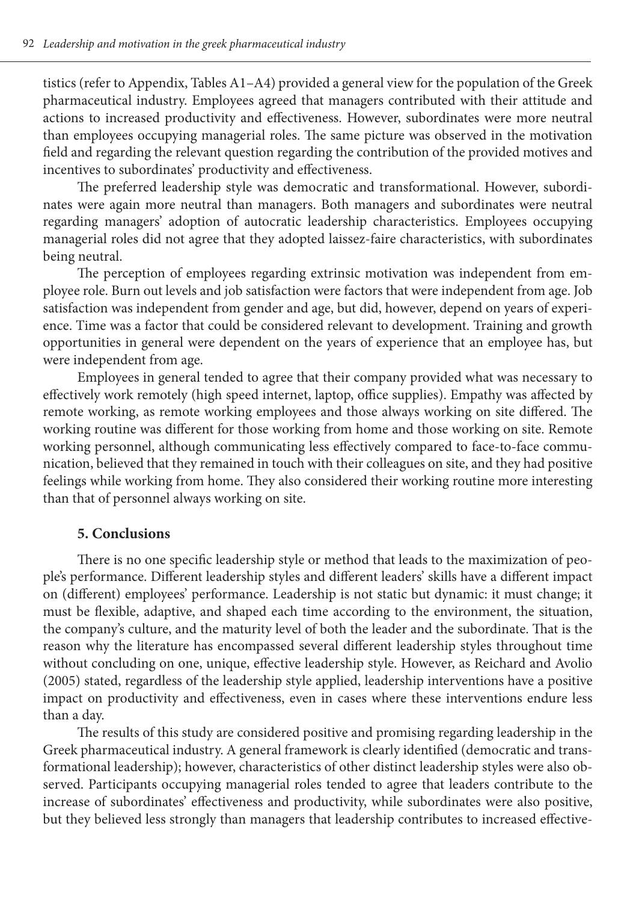tistics (refer to Appendix, Tables A1–A4) provided a general view for the population of the Greek pharmaceutical industry. Employees agreed that managers contributed with their attitude and actions to increased productivity and effectiveness. However, subordinates were more neutral than employees occupying managerial roles. The same picture was observed in the motivation field and regarding the relevant question regarding the contribution of the provided motives and incentives to subordinates' productivity and effectiveness.

The preferred leadership style was democratic and transformational. However, subordinates were again more neutral than managers. Both managers and subordinates were neutral regarding managers' adoption of autocratic leadership characteristics. Employees occupying managerial roles did not agree that they adopted laissez-faire characteristics, with subordinates being neutral.

The perception of employees regarding extrinsic motivation was independent from employee role. Burn out levels and job satisfaction were factors that were independent from age. Job satisfaction was independent from gender and age, but did, however, depend on years of experience. Time was a factor that could be considered relevant to development. Training and growth opportunities in general were dependent on the years of experience that an employee has, but were independent from age.

Employees in general tended to agree that their company provided what was necessary to effectively work remotely (high speed internet, laptop, office supplies). Empathy was affected by remote working, as remote working employees and those always working on site differed. The working routine was different for those working from home and those working on site. Remote working personnel, although communicating less effectively compared to face-to-face communication, believed that they remained in touch with their colleagues on site, and they had positive feelings while working from home. They also considered their working routine more interesting than that of personnel always working on site.

## 5. Conclusions

There is no one specific leadership style or method that leads to the maximization of people's performance. Different leadership styles and different leaders' skills have a different impact on (different) employees' performance. Leadership is not static but dynamic: it must change; it must be flexible, adaptive, and shaped each time according to the environment, the situation, the company's culture, and the maturity level of both the leader and the subordinate. That is the reason why the literature has encompassed several different leadership styles throughout time without concluding on one, unique, effective leadership style. However, as Reichard and Avolio (2005) stated, regardless of the leadership style applied, leadership interventions have a positive impact on productivity and effectiveness, even in cases where these interventions endure less than a day.

The results of this study are considered positive and promising regarding leadership in the Greek pharmaceutical industry. A general framework is clearly identified (democratic and transformational leadership); however, characteristics of other distinct leadership styles were also observed. Participants occupying managerial roles tended to agree that leaders contribute to the increase of subordinates' effectiveness and productivity, while subordinates were also positive, but they believed less strongly than managers that leadership contributes to increased effective-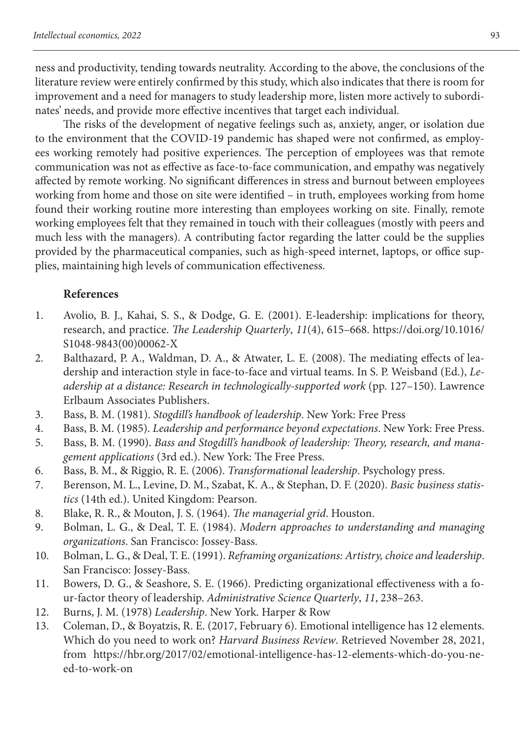ness and productivity, tending towards neutrality. According to the above, the conclusions of the literature review were entirely confirmed by this study, which also indicates that there is room for improvement and a need for managers to study leadership more, listen more actively to subordinates' needs, and provide more effective incentives that target each individual.

The risks of the development of negative feelings such as, anxiety, anger, or isolation due to the environment that the COVID-19 pandemic has shaped were not confirmed, as employees working remotely had positive experiences. The perception of employees was that remote communication was not as effective as face-to-face communication, and empathy was negatively affected by remote working. No significant differences in stress and burnout between employees working from home and those on site were identified – in truth, employees working from home found their working routine more interesting than employees working on site. Finally, remote working employees felt that they remained in touch with their colleagues (mostly with peers and much less with the managers). A contributing factor regarding the latter could be the supplies provided by the pharmaceutical companies, such as high-speed internet, laptops, or office supplies, maintaining high levels of communication effectiveness.

## References

1. Avolio, B. J., Kahai, S. S., & Dodge, G. E. (2001). E-leadership: implications for theory, research, and practice. *The Leadership Quarterly*, *11*(4), 615–668. https://doi.org/10.1016/S1048-9843(00)00062-X
2. Balthazard, P. A., Waldman, D. A., & Atwater, L. E. (2008). The mediating effects of leadership and interaction style in face-to-face and virtual teams. In S. P. Weisband (Ed.), *Leadership at a distance: Research in technologically-supported work* (pp. 127–150). Lawrence Erlbaum Associates Publishers.
3. Bass, B. M. (1981). *Stogdill's handbook of leadership*. New York: Free Press
4. Bass, B. M. (1985). *Leadership and performance beyond expectations*. New York: Free Press.
5. Bass, B. M. (1990). *Bass and Stogdill's handbook of leadership: Theory, research, and management applications* (3rd ed.). New York: The Free Press.
6. Bass, B. M., & Riggio, R. E. (2006). *Transformational leadership*. Psychology press.
7. Berenson, M. L., Levine, D. M., Szabat, K. A., & Stephan, D. F. (2020). *Basic business statistics* (14th ed.). United Kingdom: Pearson.
8. Blake, R. R., & Mouton, J. S. (1964). *The managerial grid*. Houston.
9. Bolman, L. G., & Deal, T. E. (1984). *Modern approaches to understanding and managing organizations*. San Francisco: Jossey-Bass.
10. Bolman, L. G., & Deal, T. E. (1991). *Reframing organizations: Artistry, choice and leadership*. San Francisco: Jossey-Bass.
11. Bowers, D. G., & Seashore, S. E. (1966). Predicting organizational effectiveness with a four-factor theory of leadership. *Administrative Science Quarterly*, *11*, 238–263.
12. Burns, J. M. (1978) *Leadership*. New York. Harper & Row
13. Coleman, D., & Boyatzis, R. E. (2017, February 6). Emotional intelligence has 12 elements. Which do you need to work on? *Harvard Business Review*. Retrieved November 28, 2021, from https://hbr.org/2017/02/emotional-intelligence-has-12-elements-which-do-you-need-to-work-on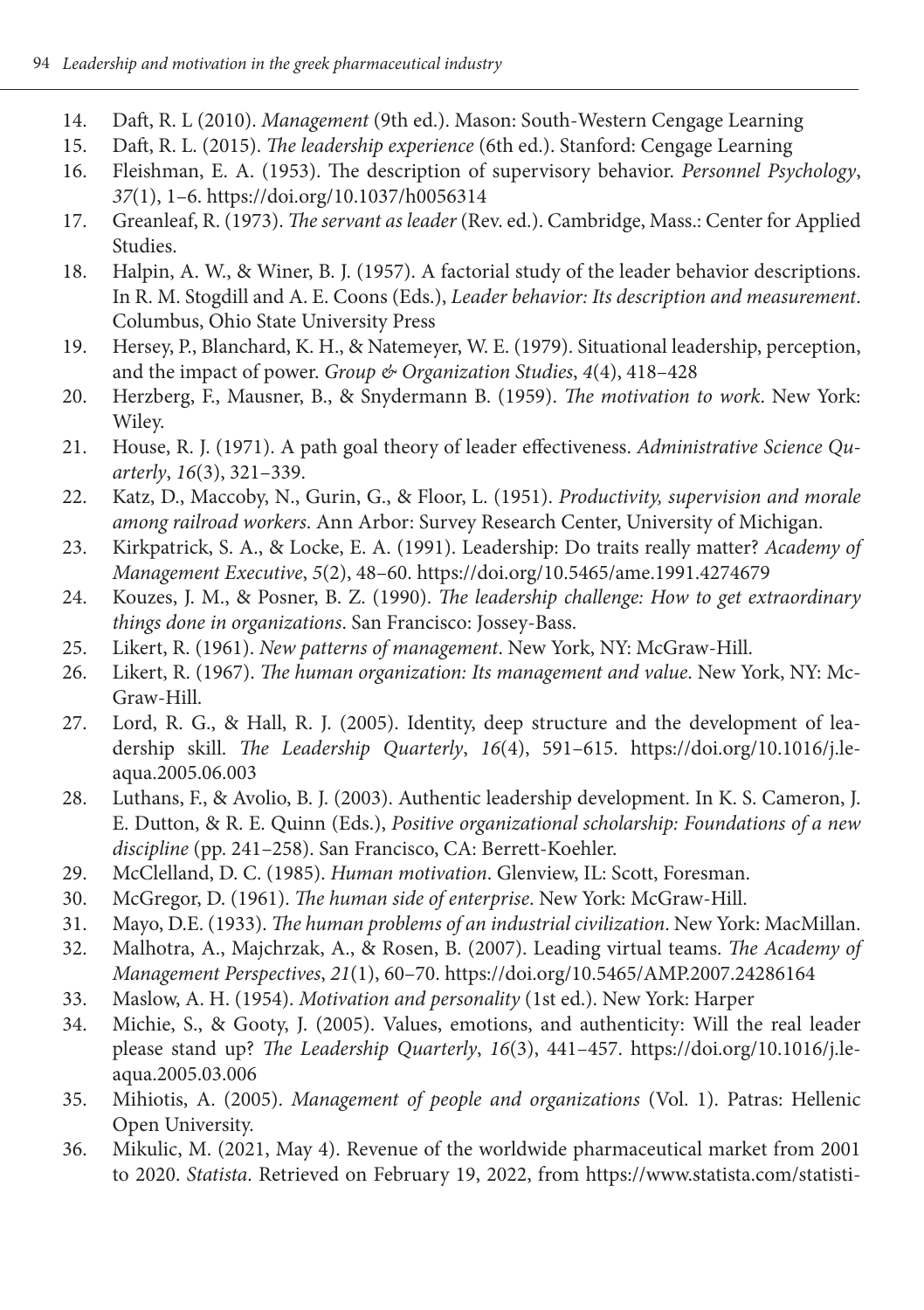14. Daft, R. L (2010). *Management* (9th ed.). Mason: South-Western Cengage Learning
15. Daft, R. L. (2015). *The leadership experience* (6th ed.). Stanford: Cengage Learning
16. Fleishman, E. A. (1953). The description of supervisory behavior. *Personnel Psychology*, *37*(1), 1–6. https://doi.org/10.1037/h0056314
17. Greanleaf, R. (1973). *The servant as leader* (Rev. ed.). Cambridge, Mass.: Center for Applied Studies.
18. Halpin, A. W., & Winer, B. J. (1957). A factorial study of the leader behavior descriptions. In R. M. Stogdill and A. E. Coons (Eds.), *Leader behavior: Its description and measurement*. Columbus, Ohio State University Press
19. Hersey, P., Blanchard, K. H., & Natemeyer, W. E. (1979). Situational leadership, perception, and the impact of power. *Group & Organization Studies*, *4*(4), 418–428
20. Herzberg, F., Mausner, B., & Snydermann B. (1959). *The motivation to work*. New York: Wiley.
21. House, R. J. (1971). A path goal theory of leader effectiveness. *Administrative Science Quarterly*, *16*(3), 321–339.
22. Katz, D., Maccoby, N., Gurin, G., & Floor, L. (1951). *Productivity, supervision and morale among railroad workers*. Ann Arbor: Survey Research Center, University of Michigan.
23. Kirkpatrick, S. A., & Locke, E. A. (1991). Leadership: Do traits really matter? *Academy of Management Executive*, *5*(2), 48–60. https://doi.org/10.5465/ame.1991.4274679
24. Kouzes, J. M., & Posner, B. Z. (1990). *The leadership challenge: How to get extraordinary things done in organizations*. San Francisco: Jossey-Bass.
25. Likert, R. (1961). *New patterns of management*. New York, NY: McGraw-Hill.
26. Likert, R. (1967). *The human organization: Its management and value*. New York, NY: McGraw-Hill.
27. Lord, R. G., & Hall, R. J. (2005). Identity, deep structure and the development of leadership skill. *The Leadership Quarterly*, *16*(4), 591–615. https://doi.org/10.1016/j.leaqua.2005.06.003
28. Luthans, F., & Avolio, B. J. (2003). Authentic leadership development. In K. S. Cameron, J. E. Dutton, & R. E. Quinn (Eds.), *Positive organizational scholarship: Foundations of a new discipline* (pp. 241–258). San Francisco, CA: Berrett-Koehler.
29. McClelland, D. C. (1985). *Human motivation*. Glenview, IL: Scott, Foresman.
30. McGregor, D. (1961). *The human side of enterprise*. New York: McGraw-Hill.
31. Mayo, D.E. (1933). *The human problems of an industrial civilization*. New York: MacMillan.
32. Malhotra, A., Majchrzak, A., & Rosen, B. (2007). Leading virtual teams. *The Academy of Management Perspectives*, *21*(1), 60–70. https://doi.org/10.5465/AMP.2007.24286164
33. Maslow, A. H. (1954). *Motivation and personality* (1st ed.). New York: Harper
34. Michie, S., & Gooty, J. (2005). Values, emotions, and authenticity: Will the real leader please stand up? *The Leadership Quarterly*, *16*(3), 441–457. https://doi.org/10.1016/j.leaqua.2005.03.006
35. Mihiotis, A. (2005). *Management of people and organizations* (Vol. 1). Patras: Hellenic Open University.
36. Mikulic, M. (2021, May 4). Revenue of the worldwide pharmaceutical market from 2001 to 2020. *Statista*. Retrieved on February 19, 2022, from https://www.statista.com/statisti-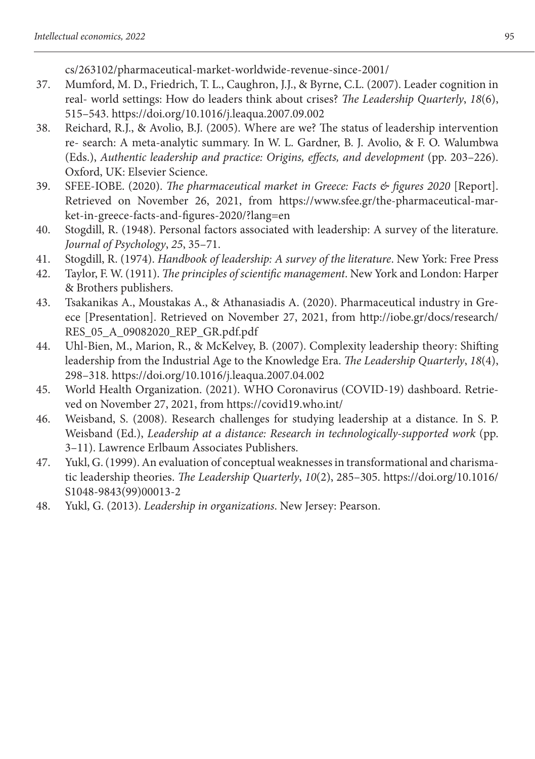cs/263102/pharmaceutical-market-worldwide-revenue-since-2001/

37. Mumford, M. D., Friedrich, T. L., Caughron, J.J., & Byrne, C.L. (2007). Leader cognition in real- world settings: How do leaders think about crises? *The Leadership Quarterly*, *18*(6), 515–543. https://doi.org/10.1016/j.leaqua.2007.09.002
38. Reichard, R.J., & Avolio, B.J. (2005). Where are we? The status of leadership intervention re- search: A meta-analytic summary. In W. L. Gardner, B. J. Avolio, & F. O. Walumbwa (Eds.), *Authentic leadership and practice: Origins, effects, and development* (pp. 203–226). Oxford, UK: Elsevier Science.
39. SFEE-IOBE. (2020). *The pharmaceutical market in Greece: Facts & figures 2020* [Report]. Retrieved on November 26, 2021, from https://www.sfee.gr/the-pharmaceutical-market-in-greece-facts-and-figures-2020/?lang=en
40. Stogdill, R. (1948). Personal factors associated with leadership: A survey of the literature. *Journal of Psychology*, *25*, 35–71.
41. Stogdill, R. (1974). *Handbook of leadership: A survey of the literature*. New York: Free Press
42. Taylor, F. W. (1911). *The principles of scientific management*. New York and London: Harper & Brothers publishers.
43. Tsakanikas A., Moustakas A., & Athanasiadis A. (2020). Pharmaceutical industry in Greece [Presentation]. Retrieved on November 27, 2021, from http://iobe.gr/docs/research/RES_05_A_09082020_REP_GR.pdf.pdf
44. Uhl-Bien, M., Marion, R., & McKelvey, B. (2007). Complexity leadership theory: Shifting leadership from the Industrial Age to the Knowledge Era. *The Leadership Quarterly*, *18*(4), 298–318. https://doi.org/10.1016/j.leaqua.2007.04.002
45. World Health Organization. (2021). WHO Coronavirus (COVID-19) dashboard. Retrieved on November 27, 2021, from https://covid19.who.int/
46. Weisband, S. (2008). Research challenges for studying leadership at a distance. In S. P. Weisband (Ed.), *Leadership at a distance: Research in technologically-supported work* (pp. 3–11). Lawrence Erlbaum Associates Publishers.
47. Yukl, G. (1999). An evaluation of conceptual weaknesses in transformational and charismatic leadership theories. *The Leadership Quarterly*, *10*(2), 285–305. https://doi.org/10.1016/S1048-9843(99)00013-2
48. Yukl, G. (2013). *Leadership in organizations*. New Jersey: Pearson.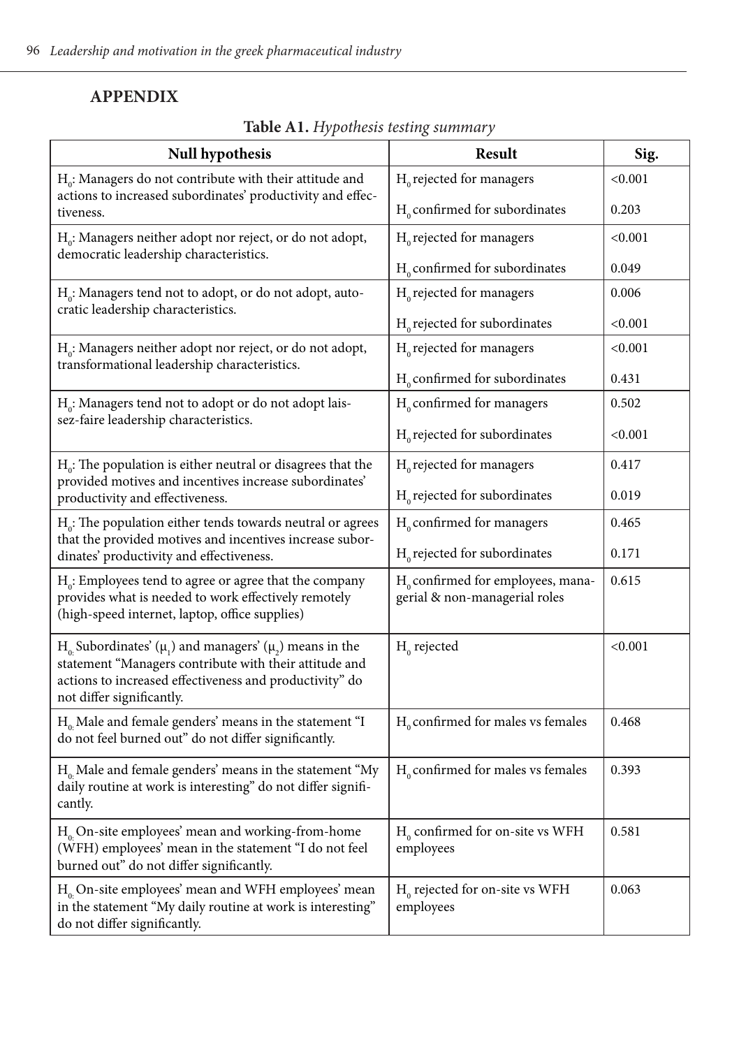## APPENDIX

**Table A1.** *Hypothesis testing summary*

| Null hypothesis | Result | Sig. |
|---|---|---|
| $H_0$: Managers do not contribute with their attitude and actions to increased subordinates' productivity and effectiveness. | $H_0$ rejected for managers | <0.001 |
| | $H_0$ confirmed for subordinates | 0.203 |
| $H_0$: Managers neither adopt nor reject, or do not adopt, democratic leadership characteristics. | $H_0$ rejected for managers | <0.001 |
| | $H_0$ confirmed for subordinates | 0.049 |
| $H_0$: Managers tend not to adopt, or do not adopt, autocratic leadership characteristics. | $H_0$ rejected for managers | 0.006 |
| | $H_0$ rejected for subordinates | <0.001 |
| $H_0$: Managers neither adopt nor reject, or do not adopt, transformational leadership characteristics. | $H_0$ rejected for managers | <0.001 |
| | $H_0$ confirmed for subordinates | 0.431 |
| $H_0$: Managers tend not to adopt or do not adopt laissez-faire leadership characteristics. | $H_0$ confirmed for managers | 0.502 |
| | $H_0$ rejected for subordinates | <0.001 |
| $H_0$: The population is either neutral or disagrees that the provided motives and incentives increase subordinates' productivity and effectiveness. | $H_0$ rejected for managers | 0.417 |
| | $H_0$ rejected for subordinates | 0.019 |
| $H_0$: The population either tends towards neutral or agrees that the provided motives and incentives increase subordinates' productivity and effectiveness. | $H_0$ confirmed for managers | 0.465 |
| | $H_0$ rejected for subordinates | 0.171 |
| $H_0$: Employees tend to agree or agree that the company provides what is needed to work effectively remotely (high-speed internet, laptop, office supplies) | $H_0$ confirmed for employees, managerial & non-managerial roles | 0.615 |
| $H_0$: Subordinates' ($\mu_1$) and managers' ($\mu_2$) means in the statement "Managers contribute with their attitude and actions to increased effectiveness and productivity" do not differ significantly. | $H_0$ rejected | <0.001 |
| $H_0$: Male and female genders' means in the statement "I do not feel burned out" do not differ significantly. | $H_0$ confirmed for males vs females | 0.468 |
| $H_0$: Male and female genders' means in the statement "My daily routine at work is interesting" do not differ significantly. | $H_0$ confirmed for males vs females | 0.393 |
| $H_0$: On-site employees' mean and working-from-home (WFH) employees' mean in the statement "I do not feel burned out" do not differ significantly. | $H_0$ confirmed for on-site vs WFH employees | 0.581 |
| $H_0$: On-site employees' mean and WFH employees' mean in the statement "My daily routine at work is interesting" do not differ significantly. | $H_0$ rejected for on-site vs WFH employees | 0.063 |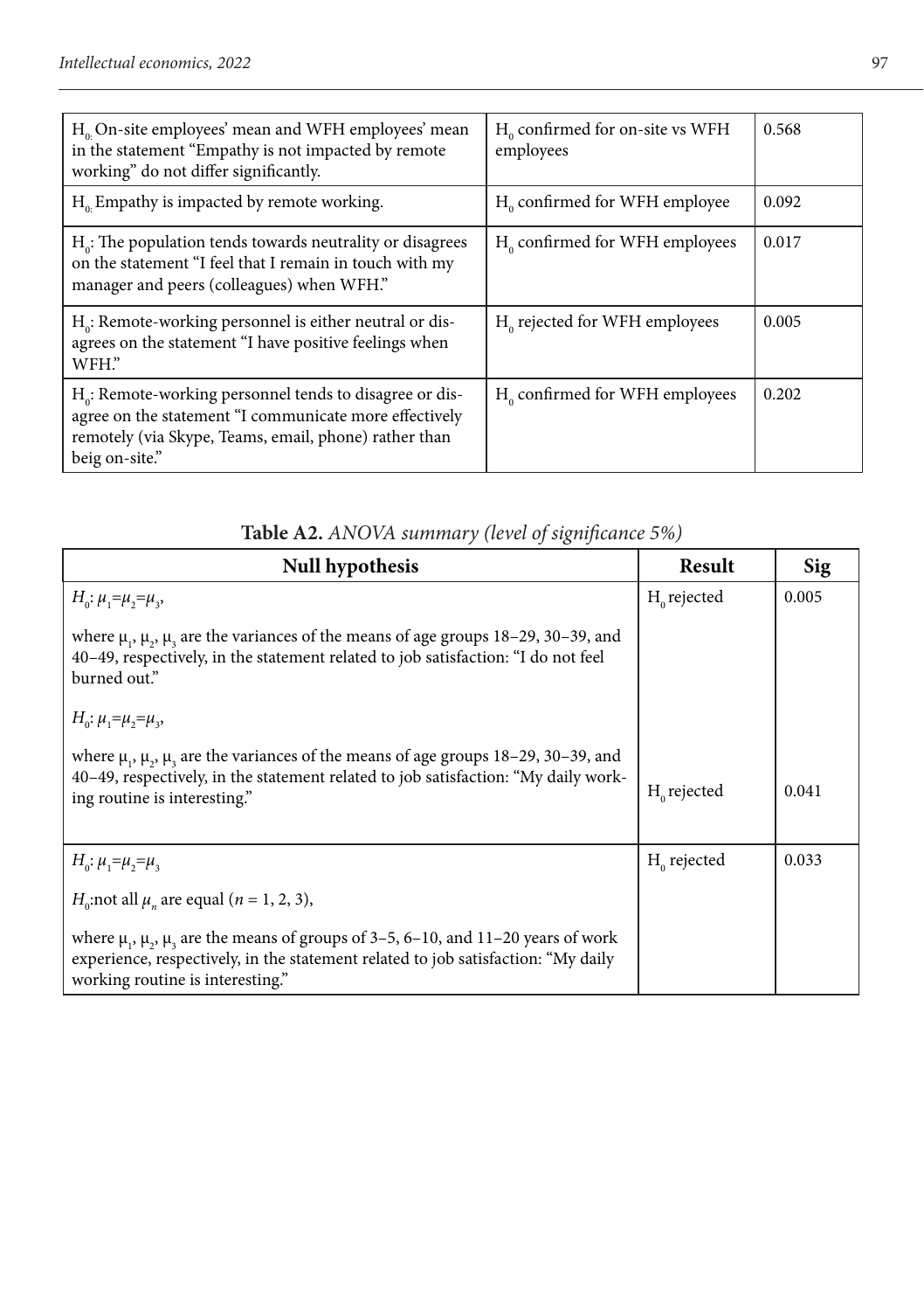| $H_0$: On-site employees' mean and WFH employees' mean in the statement "Empathy is not impacted by remote working" do not differ significantly. | $H_0$ confirmed for on-site vs WFH employees | 0.568 |
|---|---|---|
| $H_0$: Empathy is impacted by remote working. | $H_0$ confirmed for WFH employee | 0.092 |
| $H_0$: The population tends towards neutrality or disagrees on the statement "I feel that I remain in touch with my manager and peers (colleagues) when WFH." | $H_0$ confirmed for WFH employees | 0.017 |
| $H_0$: Remote-working personnel is either neutral or disagrees on the statement "I have positive feelings when WFH." | $H_0$ rejected for WFH employees | 0.005 |
| $H_0$: Remote-working personnel tends to disagree or disagree on the statement "I communicate more effectively remotely (via Skype, Teams, email, phone) rather than beig on-site." | $H_0$ confirmed for WFH employees | 0.202 |

**Table A2.** *ANOVA summary (level of significance 5%)*

| Null hypothesis | Result | Sig |
|---|---|---|
| $H_0$: $\mu_1=\mu_2=\mu_3$, where $\mu_1$, $\mu_2$, $\mu_3$ are the variances of the means of age groups 18–29, 30–39, and 40–49, respectively, in the statement related to job satisfaction: "I do not feel burned out." | $H_0$ rejected | 0.005 |
| $H_0$: $\mu_1=\mu_2=\mu_3$, where $\mu_1$, $\mu_2$, $\mu_3$ are the variances of the means of age groups 18–29, 30–39, and 40–49, respectively, in the statement related to job satisfaction: "My daily working routine is interesting." | $H_0$ rejected | 0.041 |
| $H_0$: $\mu_1=\mu_2=\mu_3$<br>$H_0$:not all $\mu_n$ are equal ($n$ = 1, 2, 3),<br>where $\mu_1$, $\mu_2$, $\mu_3$ are the means of groups of 3–5, 6–10, and 11–20 years of work experience, respectively, in the statement related to job satisfaction: "My daily working routine is interesting." | $H_0$ rejected | 0.033 |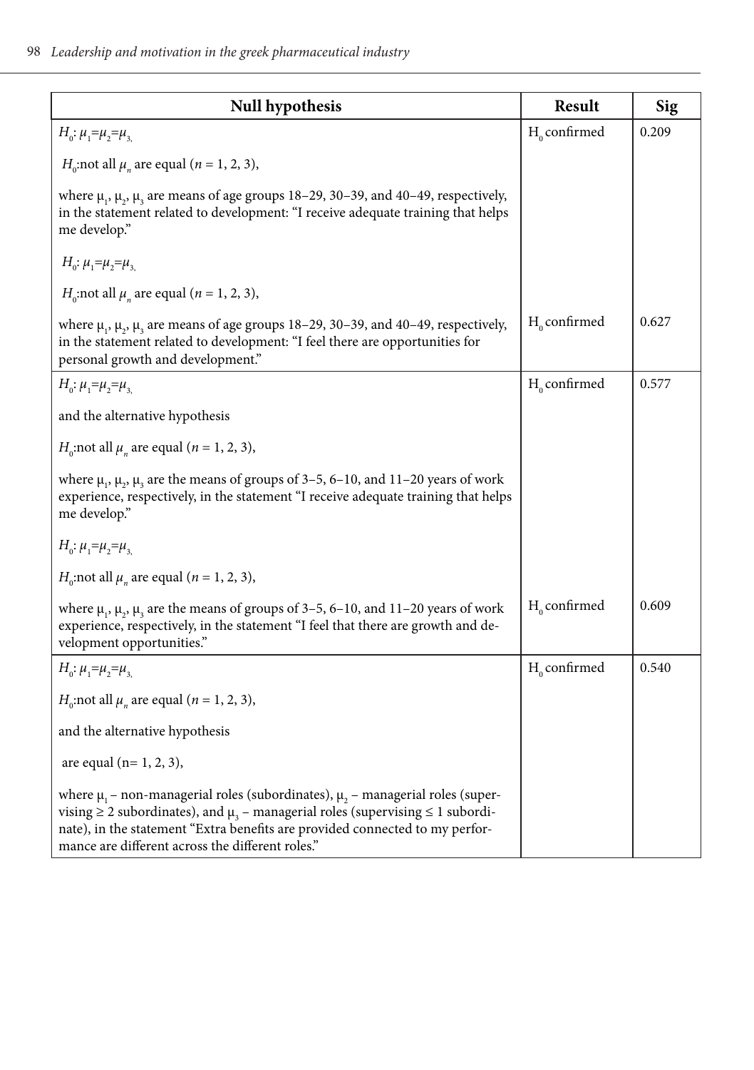| Null hypothesis | Result | Sig |
|---|---|---|
| $H_0$: $\mu_1$=$\mu_2$=$\mu_3$, <br> $H_0$:not all $\mu_n$ are equal ($n$ = 1, 2, 3), <br> where $\mu_1$, $\mu_2$, $\mu_3$ are means of age groups 18–29, 30–39, and 40–49, respectively, in the statement related to development: "I receive adequate training that helps me develop." <br> $H_0$: $\mu_1$=$\mu_2$=$\mu_3$, <br> $H_0$:not all $\mu_n$ are equal ($n$ = 1, 2, 3), <br> where $\mu_1$, $\mu_2$, $\mu_3$ are means of age groups 18–29, 30–39, and 40–49, respectively, in the statement related to development: "I feel there are opportunities for personal growth and development." | $H_0$ confirmed <br><br> $H_0$ confirmed | 0.209 <br><br> 0.627 |
| $H_0$: $\mu_1$=$\mu_2$=$\mu_3$, <br> and the alternative hypothesis <br> $H_0$:not all $\mu_n$ are equal ($n$ = 1, 2, 3), <br> where $\mu_1$, $\mu_2$, $\mu_3$ are the means of groups of 3–5, 6–10, and 11–20 years of work experience, respectively, in the statement "I receive adequate training that helps me develop." <br> $H_0$: $\mu_1$=$\mu_2$=$\mu_3$, <br> $H_0$:not all $\mu_n$ are equal ($n$ = 1, 2, 3), <br> where $\mu_1$, $\mu_2$, $\mu_3$ are the means of groups of 3–5, 6–10, and 11–20 years of work experience, respectively, in the statement "I feel that there are growth and development opportunities." | $H_0$ confirmed <br><br> $H_0$ confirmed | 0.577 <br><br> 0.609 |
| $H_0$: $\mu_1$=$\mu_2$=$\mu_3$, <br> $H_0$:not all $\mu_n$ are equal ($n$ = 1, 2, 3), <br> and the alternative hypothesis <br> are equal (n= 1, 2, 3), <br> where $\mu_1$ – non-managerial roles (subordinates), $\mu_2$ – managerial roles (supervising ≥ 2 subordinates), and $\mu_3$ – managerial roles (supervising ≤ 1 subordinate), in the statement "Extra benefits are provided connected to my performance are different across the different roles." | $H_0$ confirmed | 0.540 |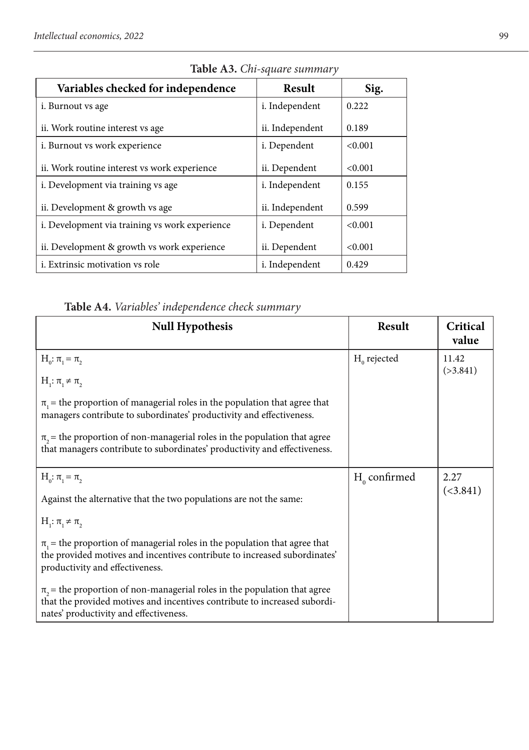**Table A3.** *Chi-square summary*

| Variables checked for independence | Result | Sig. |
|---|---|---|
| i. Burnout vs age<br>ii. Work routine interest vs age | i. Independent<br>ii. Independent | 0.222<br>0.189 |
| i. Burnout vs work experience<br>ii. Work routine interest vs work experience | i. Dependent<br>ii. Dependent | <0.001<br><0.001 |
| i. Development via training vs age<br>ii. Development & growth vs age | i. Independent<br>ii. Independent | 0.155<br>0.599 |
| i. Development via training vs work experience<br>ii. Development & growth vs work experience | i. Dependent<br>ii. Dependent | <0.001<br><0.001 |
| i. Extrinsic motivation vs role | i. Independent | 0.429 |

**Table A4.** *Variables' independence check summary*

| Null Hypothesis | Result | Critical value |
|---|---|---|
| $H_0: \pi_1 = \pi_2$<br>$H_1: \pi_1 \neq \pi_2$<br>$\pi_1$ = the proportion of managerial roles in the population that agree that managers contribute to subordinates' productivity and effectiveness.<br>$\pi_2$ = the proportion of non-managerial roles in the population that agree that managers contribute to subordinates' productivity and effectiveness. | $H_0$ rejected | 11.42 (>3.841) |
| $H_0: \pi_1 = \pi_2$<br>Against the alternative that the two populations are not the same:<br>$H_1: \pi_1 \neq \pi_2$<br>$\pi_1$ = the proportion of managerial roles in the population that agree that the provided motives and incentives contribute to increased subordinates' productivity and effectiveness.<br>$\pi_2$ = the proportion of non-managerial roles in the population that agree that the provided motives and incentives contribute to increased subordinates' productivity and effectiveness. | $H_0$ confirmed | 2.27 (<3.841) |